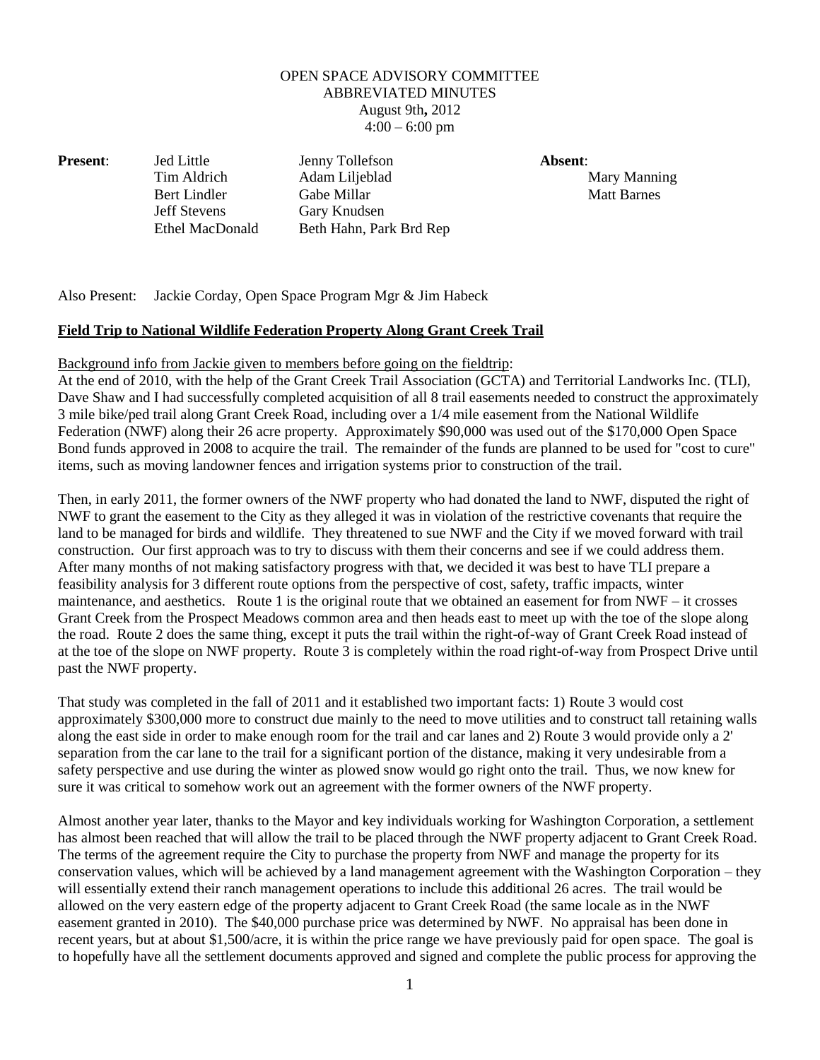OPEN SPACE ADVISORY COMMITTEE
ABBREVIATED MINUTES
August 9th**,** 2012
4:00 – 6:00 pm

**Present**: Jed Little, Tim Aldrich, Bert Lindler, Jeff Stevens, Ethel MacDonald, Jenny Tollefson, Adam Liljeblad, Gabe Millar, Gary Knudsen, Beth Hahn, Park Brd Rep

**Absent**: Mary Manning, Matt Barnes

Also Present: Jackie Corday, Open Space Program Mgr & Jim Habeck

**Field Trip to National Wildlife Federation Property Along Grant Creek Trail**

Background info from Jackie given to members before going on the fieldtrip:

At the end of 2010, with the help of the Grant Creek Trail Association (GCTA) and Territorial Landworks Inc. (TLI), Dave Shaw and I had successfully completed acquisition of all 8 trail easements needed to construct the approximately 3 mile bike/ped trail along Grant Creek Road, including over a 1/4 mile easement from the National Wildlife Federation (NWF) along their 26 acre property. Approximately $90,000 was used out of the $170,000 Open Space Bond funds approved in 2008 to acquire the trail. The remainder of the funds are planned to be used for "cost to cure" items, such as moving landowner fences and irrigation systems prior to construction of the trail.

Then, in early 2011, the former owners of the NWF property who had donated the land to NWF, disputed the right of NWF to grant the easement to the City as they alleged it was in violation of the restrictive covenants that require the land to be managed for birds and wildlife. They threatened to sue NWF and the City if we moved forward with trail construction. Our first approach was to try to discuss with them their concerns and see if we could address them. After many months of not making satisfactory progress with that, we decided it was best to have TLI prepare a feasibility analysis for 3 different route options from the perspective of cost, safety, traffic impacts, winter maintenance, and aesthetics. Route 1 is the original route that we obtained an easement for from NWF – it crosses Grant Creek from the Prospect Meadows common area and then heads east to meet up with the toe of the slope along the road. Route 2 does the same thing, except it puts the trail within the right-of-way of Grant Creek Road instead of at the toe of the slope on NWF property. Route 3 is completely within the road right-of-way from Prospect Drive until past the NWF property.

That study was completed in the fall of 2011 and it established two important facts: 1) Route 3 would cost approximately $300,000 more to construct due mainly to the need to move utilities and to construct tall retaining walls along the east side in order to make enough room for the trail and car lanes and 2) Route 3 would provide only a 2' separation from the car lane to the trail for a significant portion of the distance, making it very undesirable from a safety perspective and use during the winter as plowed snow would go right onto the trail. Thus, we now knew for sure it was critical to somehow work out an agreement with the former owners of the NWF property.

Almost another year later, thanks to the Mayor and key individuals working for Washington Corporation, a settlement has almost been reached that will allow the trail to be placed through the NWF property adjacent to Grant Creek Road. The terms of the agreement require the City to purchase the property from NWF and manage the property for its conservation values, which will be achieved by a land management agreement with the Washington Corporation – they will essentially extend their ranch management operations to include this additional 26 acres. The trail would be allowed on the very eastern edge of the property adjacent to Grant Creek Road (the same locale as in the NWF easement granted in 2010). The $40,000 purchase price was determined by NWF. No appraisal has been done in recent years, but at about $1,500/acre, it is within the price range we have previously paid for open space. The goal is to hopefully have all the settlement documents approved and signed and complete the public process for approving the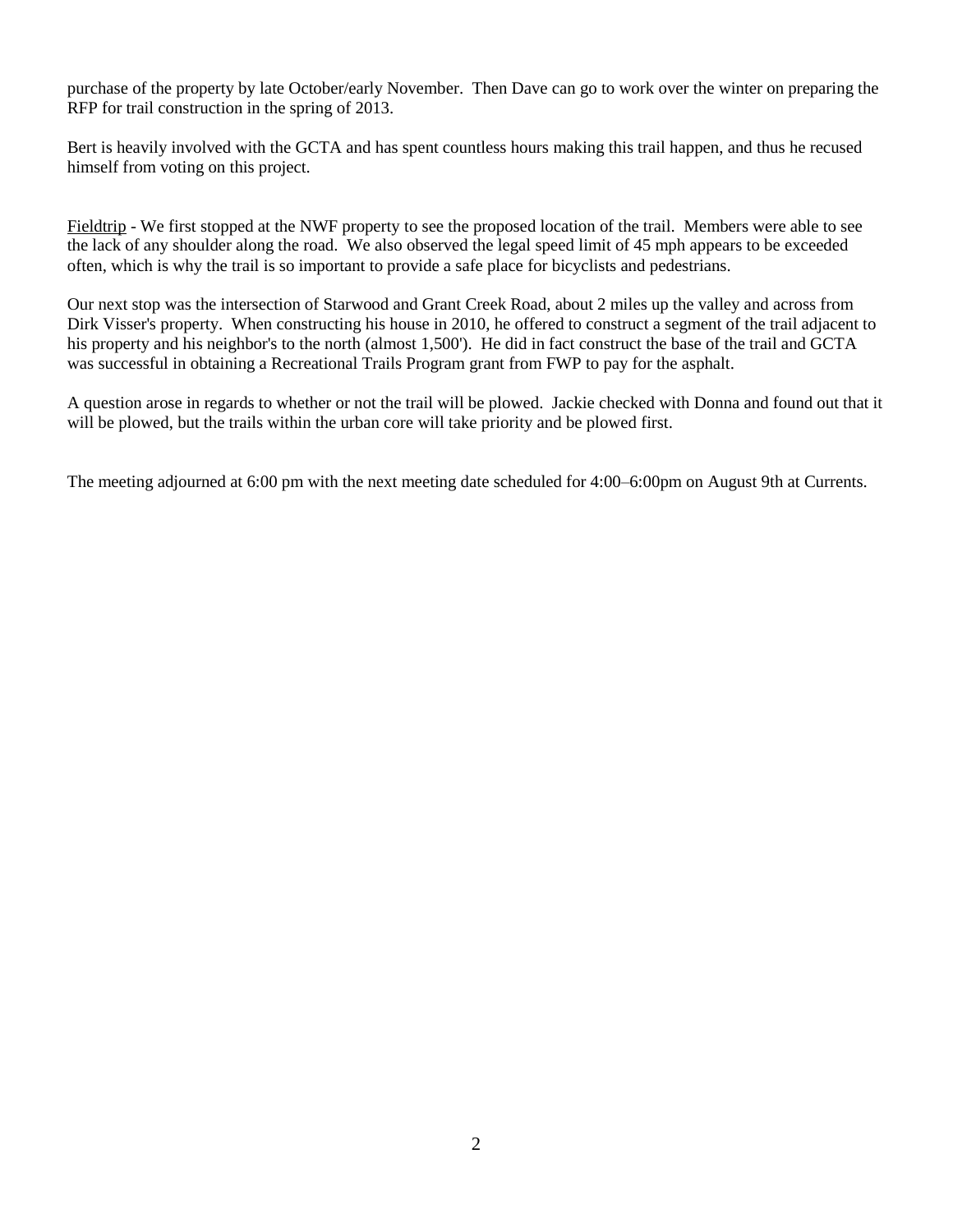purchase of the property by late October/early November. Then Dave can go to work over the winter on preparing the RFP for trail construction in the spring of 2013.

Bert is heavily involved with the GCTA and has spent countless hours making this trail happen, and thus he recused himself from voting on this project.

Fieldtrip - We first stopped at the NWF property to see the proposed location of the trail. Members were able to see the lack of any shoulder along the road. We also observed the legal speed limit of 45 mph appears to be exceeded often, which is why the trail is so important to provide a safe place for bicyclists and pedestrians.

Our next stop was the intersection of Starwood and Grant Creek Road, about 2 miles up the valley and across from Dirk Visser's property. When constructing his house in 2010, he offered to construct a segment of the trail adjacent to his property and his neighbor's to the north (almost 1,500'). He did in fact construct the base of the trail and GCTA was successful in obtaining a Recreational Trails Program grant from FWP to pay for the asphalt.

A question arose in regards to whether or not the trail will be plowed. Jackie checked with Donna and found out that it will be plowed, but the trails within the urban core will take priority and be plowed first.

The meeting adjourned at 6:00 pm with the next meeting date scheduled for 4:00–6:00pm on August 9th at Currents.